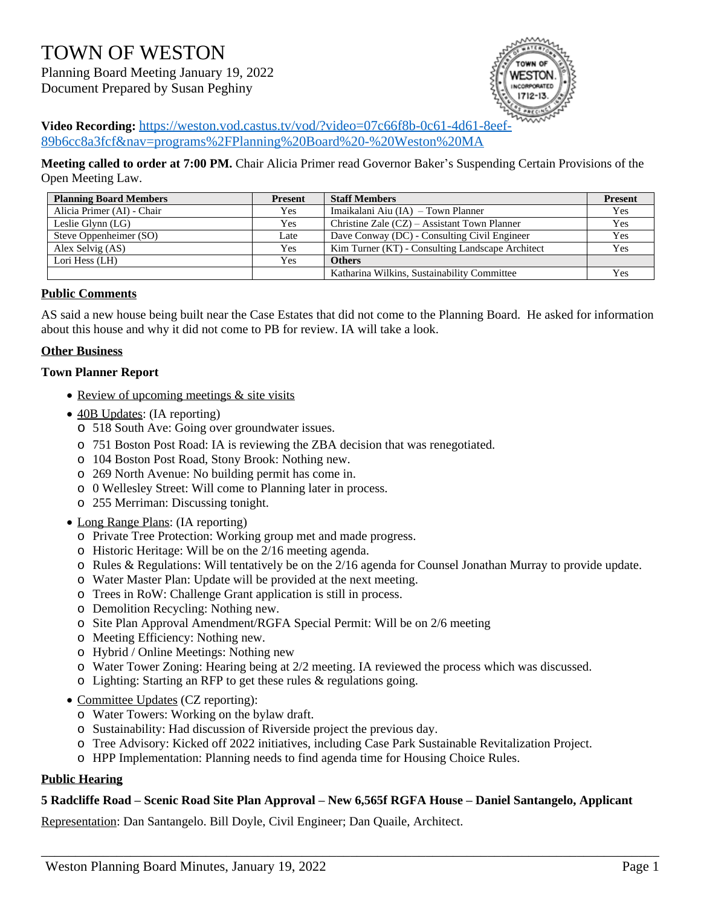#

TOWN OF WESTON

Planning Board Meeting January 19, 2022
Document Prepared by Susan Peghiny

**Video Recording:** https://weston.vod.castus.tv/vod/?video=07c66f8b-0c61-4d61-8eef-89b6cc8a3fcf&nav=programs%2FPlanning%20Board%20-%20Weston%20MA

**Meeting called to order at 7:00 PM.** Chair Alicia Primer read Governor Baker's Suspending Certain Provisions of the Open Meeting Law.

| Planning Board Members | Present | Staff Members | Present |
|---|---|---|---|
| Alicia Primer (AI) - Chair | Yes | Imaikalani Aiu (IA) – Town Planner | Yes |
| Leslie Glynn (LG) | Yes | Christine Zale (CZ) – Assistant Town Planner | Yes |
| Steve Oppenheimer (SO) | Late | Dave Conway (DC) - Consulting Civil Engineer | Yes |
| Alex Selvig (AS) | Yes | Kim Turner (KT) - Consulting Landscape Architect | Yes |
| Lori Hess (LH) | Yes | **Others** | |
| | | Katharina Wilkins, Sustainability Committee | Yes |

**Public Comments**

AS said a new house being built near the Case Estates that did not come to the Planning Board. He asked for information about this house and why it did not come to PB for review. IA will take a look.

**Other Business**

**Town Planner Report**

- Review of upcoming meetings & site visits
- 40B Updates: (IA reporting)
  - 518 South Ave: Going over groundwater issues.
  - 751 Boston Post Road: IA is reviewing the ZBA decision that was renegotiated.
  - 104 Boston Post Road, Stony Brook: Nothing new.
  - 269 North Avenue: No building permit has come in.
  - 0 Wellesley Street: Will come to Planning later in process.
  - 255 Merriman: Discussing tonight.
- Long Range Plans: (IA reporting)
  - Private Tree Protection: Working group met and made progress.
  - Historic Heritage: Will be on the 2/16 meeting agenda.
  - Rules & Regulations: Will tentatively be on the 2/16 agenda for Counsel Jonathan Murray to provide update.
  - Water Master Plan: Update will be provided at the next meeting.
  - Trees in RoW: Challenge Grant application is still in process.
  - Demolition Recycling: Nothing new.
  - Site Plan Approval Amendment/RGFA Special Permit: Will be on 2/6 meeting
  - Meeting Efficiency: Nothing new.
  - Hybrid / Online Meetings: Nothing new
  - Water Tower Zoning: Hearing being at 2/2 meeting. IA reviewed the process which was discussed.
  - Lighting: Starting an RFP to get these rules & regulations going.
- Committee Updates (CZ reporting):
  - Water Towers: Working on the bylaw draft.
  - Sustainability: Had discussion of Riverside project the previous day.
  - Tree Advisory: Kicked off 2022 initiatives, including Case Park Sustainable Revitalization Project.
  - HPP Implementation: Planning needs to find agenda time for Housing Choice Rules.

**Public Hearing**

**5 Radcliffe Road – Scenic Road Site Plan Approval – New 6,565f RGFA House – Daniel Santangelo, Applicant**

Representation: Dan Santangelo. Bill Doyle, Civil Engineer; Dan Quaile, Architect.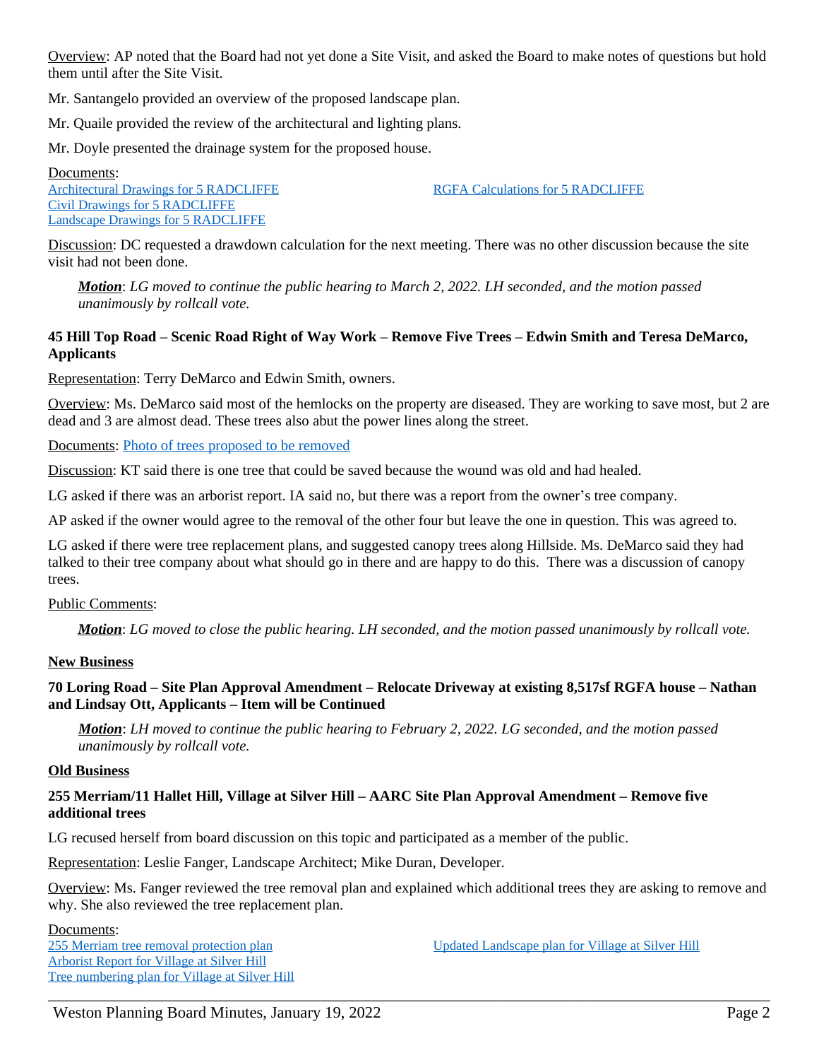Overview: AP noted that the Board had not yet done a Site Visit, and asked the Board to make notes of questions but hold them until after the Site Visit.

Mr. Santangelo provided an overview of the proposed landscape plan.

Mr. Quaile provided the review of the architectural and lighting plans.

Mr. Doyle presented the drainage system for the proposed house.

Documents:
Architectural Drawings for 5 RADCLIFFE
Civil Drawings for 5 RADCLIFFE
Landscape Drawings for 5 RADCLIFFE
RGFA Calculations for 5 RADCLIFFE

Discussion: DC requested a drawdown calculation for the next meeting. There was no other discussion because the site visit had not been done.

> ***Motion***: *LG moved to continue the public hearing to March 2, 2022. LH seconded, and the motion passed unanimously by rollcall vote.*

**45 Hill Top Road – Scenic Road Right of Way Work – Remove Five Trees – Edwin Smith and Teresa DeMarco, Applicants**

Representation: Terry DeMarco and Edwin Smith, owners.

Overview: Ms. DeMarco said most of the hemlocks on the property are diseased. They are working to save most, but 2 are dead and 3 are almost dead. These trees also abut the power lines along the street.

Documents: Photo of trees proposed to be removed

Discussion: KT said there is one tree that could be saved because the wound was old and had healed.

LG asked if there was an arborist report. IA said no, but there was a report from the owner's tree company.

AP asked if the owner would agree to the removal of the other four but leave the one in question. This was agreed to.

LG asked if there were tree replacement plans, and suggested canopy trees along Hillside. Ms. DeMarco said they had talked to their tree company about what should go in there and are happy to do this. There was a discussion of canopy trees.

Public Comments:

> ***Motion***: *LG moved to close the public hearing. LH seconded, and the motion passed unanimously by rollcall vote.*

**New Business**

**70 Loring Road – Site Plan Approval Amendment – Relocate Driveway at existing 8,517sf RGFA house – Nathan and Lindsay Ott, Applicants – Item will be Continued**

> ***Motion***: *LH moved to continue the public hearing to February 2, 2022. LG seconded, and the motion passed unanimously by rollcall vote.*

**Old Business**

**255 Merriam/11 Hallet Hill, Village at Silver Hill – AARC Site Plan Approval Amendment – Remove five additional trees**

LG recused herself from board discussion on this topic and participated as a member of the public.

Representation: Leslie Fanger, Landscape Architect; Mike Duran, Developer.

Overview: Ms. Fanger reviewed the tree removal plan and explained which additional trees they are asking to remove and why. She also reviewed the tree replacement plan.

Documents:
255 Merriam tree removal protection plan
Arborist Report for Village at Silver Hill
Tree numbering plan for Village at Silver Hill
Updated Landscape plan for Village at Silver Hill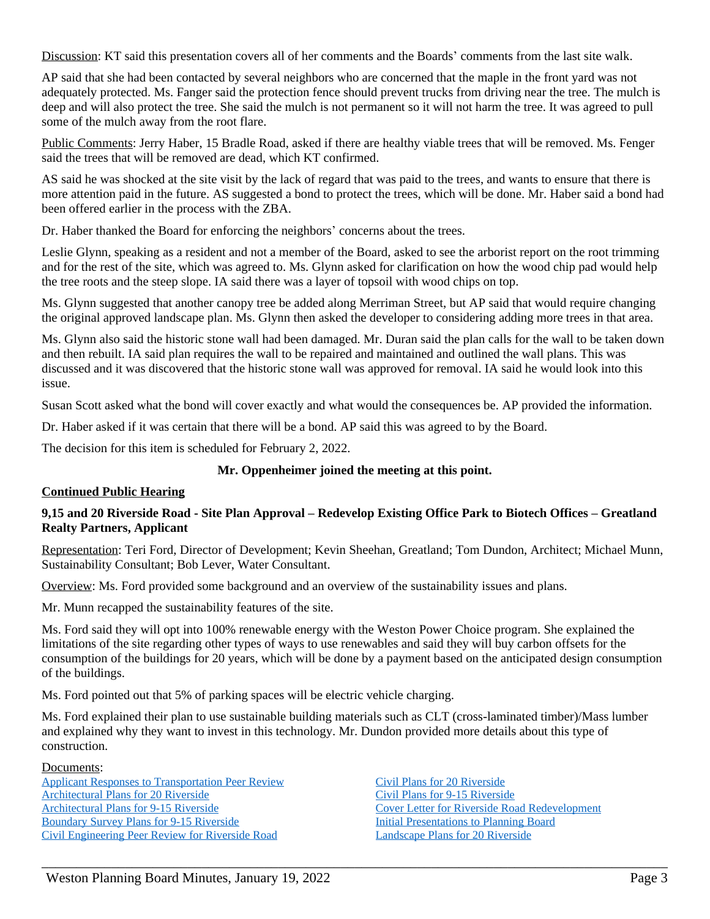Discussion: KT said this presentation covers all of her comments and the Boards' comments from the last site walk.

AP said that she had been contacted by several neighbors who are concerned that the maple in the front yard was not adequately protected. Ms. Fanger said the protection fence should prevent trucks from driving near the tree. The mulch is deep and will also protect the tree. She said the mulch is not permanent so it will not harm the tree. It was agreed to pull some of the mulch away from the root flare.

Public Comments: Jerry Haber, 15 Bradle Road, asked if there are healthy viable trees that will be removed. Ms. Fenger said the trees that will be removed are dead, which KT confirmed.

AS said he was shocked at the site visit by the lack of regard that was paid to the trees, and wants to ensure that there is more attention paid in the future. AS suggested a bond to protect the trees, which will be done. Mr. Haber said a bond had been offered earlier in the process with the ZBA.

Dr. Haber thanked the Board for enforcing the neighbors' concerns about the trees.

Leslie Glynn, speaking as a resident and not a member of the Board, asked to see the arborist report on the root trimming and for the rest of the site, which was agreed to. Ms. Glynn asked for clarification on how the wood chip pad would help the tree roots and the steep slope. IA said there was a layer of topsoil with wood chips on top.

Ms. Glynn suggested that another canopy tree be added along Merriman Street, but AP said that would require changing the original approved landscape plan. Ms. Glynn then asked the developer to considering adding more trees in that area.

Ms. Glynn also said the historic stone wall had been damaged. Mr. Duran said the plan calls for the wall to be taken down and then rebuilt. IA said plan requires the wall to be repaired and maintained and outlined the wall plans. This was discussed and it was discovered that the historic stone wall was approved for removal. IA said he would look into this issue.

Susan Scott asked what the bond will cover exactly and what would the consequences be. AP provided the information.

Dr. Haber asked if it was certain that there will be a bond. AP said this was agreed to by the Board.

The decision for this item is scheduled for February 2, 2022.

**Mr. Oppenheimer joined the meeting at this point.**

## Continued Public Hearing

**9,15 and 20 Riverside Road - Site Plan Approval – Redevelop Existing Office Park to Biotech Offices – Greatland Realty Partners, Applicant**

Representation: Teri Ford, Director of Development; Kevin Sheehan, Greatland; Tom Dundon, Architect; Michael Munn, Sustainability Consultant; Bob Lever, Water Consultant.

Overview: Ms. Ford provided some background and an overview of the sustainability issues and plans.

Mr. Munn recapped the sustainability features of the site.

Ms. Ford said they will opt into 100% renewable energy with the Weston Power Choice program. She explained the limitations of the site regarding other types of ways to use renewables and said they will buy carbon offsets for the consumption of the buildings for 20 years, which will be done by a payment based on the anticipated design consumption of the buildings.

Ms. Ford pointed out that 5% of parking spaces will be electric vehicle charging.

Ms. Ford explained their plan to use sustainable building materials such as CLT (cross-laminated timber)/Mass lumber and explained why they want to invest in this technology. Mr. Dundon provided more details about this type of construction.

Documents:

- Applicant Responses to Transportation Peer Review
- Architectural Plans for 20 Riverside
- Architectural Plans for 9-15 Riverside
- Boundary Survey Plans for 9-15 Riverside
- Civil Engineering Peer Review for Riverside Road
- Civil Plans for 20 Riverside
- Civil Plans for 9-15 Riverside
- Cover Letter for Riverside Road Redevelopment
- Initial Presentations to Planning Board
- Landscape Plans for 20 Riverside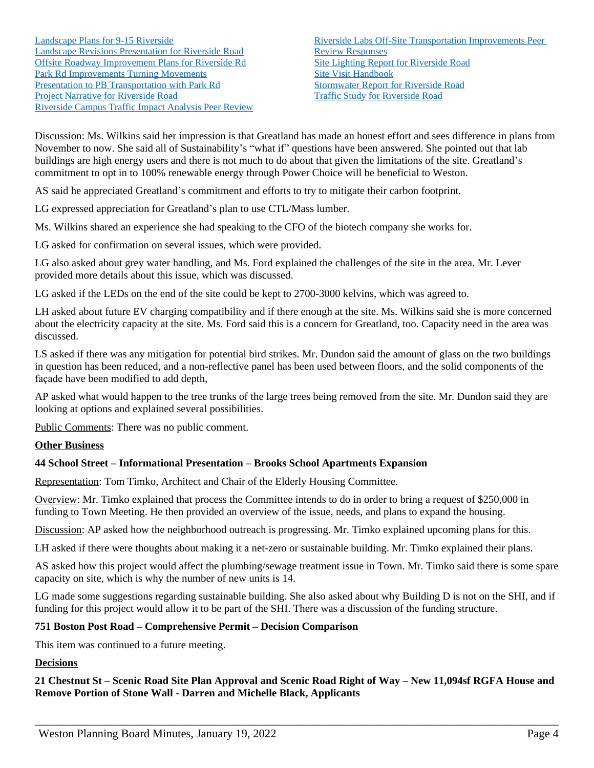- Landscape Plans for 9-15 Riverside
- Landscape Revisions Presentation for Riverside Road
- Offsite Roadway Improvement Plans for Riverside Rd
- Park Rd Improvements Turning Movements
- Presentation to PB Transportation with Park Rd
- Project Narrative for Riverside Road
- Riverside Campus Traffic Impact Analysis Peer Review
- Riverside Labs Off-Site Transportation Improvements Peer Review Responses
- Site Lighting Report for Riverside Road
- Site Visit Handbook
- Stormwater Report for Riverside Road
- Traffic Study for Riverside Road

Discussion: Ms. Wilkins said her impression is that Greatland has made an honest effort and sees difference in plans from November to now. She said all of Sustainability's "what if" questions have been answered. She pointed out that lab buildings are high energy users and there is not much to do about that given the limitations of the site. Greatland's commitment to opt in to 100% renewable energy through Power Choice will be beneficial to Weston.

AS said he appreciated Greatland's commitment and efforts to try to mitigate their carbon footprint.

LG expressed appreciation for Greatland's plan to use CTL/Mass lumber.

Ms. Wilkins shared an experience she had speaking to the CFO of the biotech company she works for.

LG asked for confirmation on several issues, which were provided.

LG also asked about grey water handling, and Ms. Ford explained the challenges of the site in the area. Mr. Lever provided more details about this issue, which was discussed.

LG asked if the LEDs on the end of the site could be kept to 2700-3000 kelvins, which was agreed to.

LH asked about future EV charging compatibility and if there enough at the site. Ms. Wilkins said she is more concerned about the electricity capacity at the site. Ms. Ford said this is a concern for Greatland, too. Capacity need in the area was discussed.

LS asked if there was any mitigation for potential bird strikes. Mr. Dundon said the amount of glass on the two buildings in question has been reduced, and a non-reflective panel has been used between floors, and the solid components of the façade have been modified to add depth,

AP asked what would happen to the tree trunks of the large trees being removed from the site. Mr. Dundon said they are looking at options and explained several possibilities.

Public Comments: There was no public comment.

**Other Business**

**44 School Street – Informational Presentation – Brooks School Apartments Expansion**

Representation: Tom Timko, Architect and Chair of the Elderly Housing Committee.

Overview: Mr. Timko explained that process the Committee intends to do in order to bring a request of $250,000 in funding to Town Meeting. He then provided an overview of the issue, needs, and plans to expand the housing.

Discussion: AP asked how the neighborhood outreach is progressing. Mr. Timko explained upcoming plans for this.

LH asked if there were thoughts about making it a net-zero or sustainable building. Mr. Timko explained their plans.

AS asked how this project would affect the plumbing/sewage treatment issue in Town. Mr. Timko said there is some spare capacity on site, which is why the number of new units is 14.

LG made some suggestions regarding sustainable building. She also asked about why Building D is not on the SHI, and if funding for this project would allow it to be part of the SHI. There was a discussion of the funding structure.

**751 Boston Post Road – Comprehensive Permit – Decision Comparison**

This item was continued to a future meeting.

**Decisions**

**21 Chestnut St – Scenic Road Site Plan Approval and Scenic Road Right of Way – New 11,094sf RGFA House and Remove Portion of Stone Wall - Darren and Michelle Black, Applicants**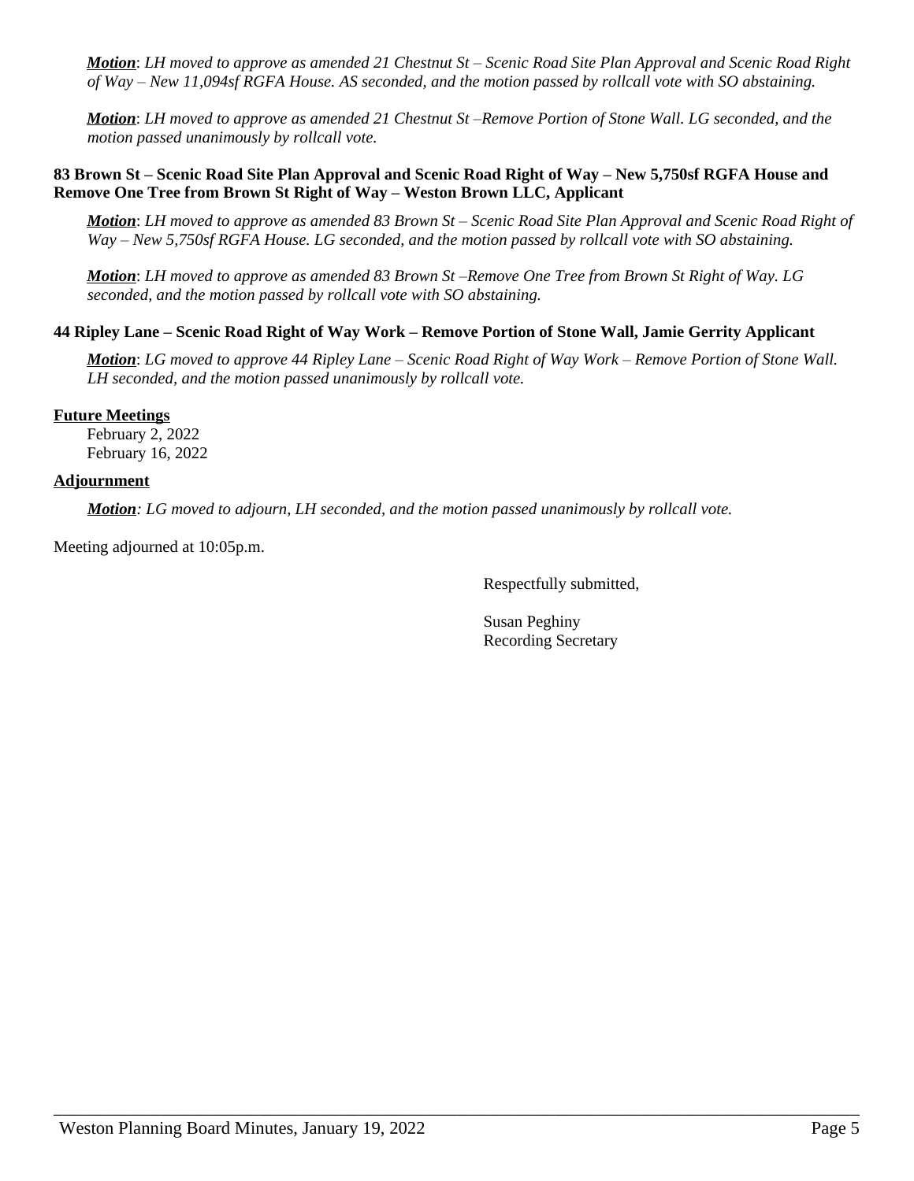***Motion***: *LH moved to approve as amended 21 Chestnut St – Scenic Road Site Plan Approval and Scenic Road Right of Way – New 11,094sf RGFA House. AS seconded, and the motion passed by rollcall vote with SO abstaining.*

***Motion***: *LH moved to approve as amended 21 Chestnut St –Remove Portion of Stone Wall. LG seconded, and the motion passed unanimously by rollcall vote.*

**83 Brown St – Scenic Road Site Plan Approval and Scenic Road Right of Way – New 5,750sf RGFA House and Remove One Tree from Brown St Right of Way – Weston Brown LLC, Applicant**

***Motion***: *LH moved to approve as amended 83 Brown St – Scenic Road Site Plan Approval and Scenic Road Right of Way – New 5,750sf RGFA House. LG seconded, and the motion passed by rollcall vote with SO abstaining.*

***Motion***: *LH moved to approve as amended 83 Brown St –Remove One Tree from Brown St Right of Way. LG seconded, and the motion passed by rollcall vote with SO abstaining.*

**44 Ripley Lane – Scenic Road Right of Way Work – Remove Portion of Stone Wall, Jamie Gerrity Applicant**

***Motion***: *LG moved to approve 44 Ripley Lane – Scenic Road Right of Way Work – Remove Portion of Stone Wall. LH seconded, and the motion passed unanimously by rollcall vote.*

**Future Meetings**

February 2, 2022
February 16, 2022

**Adjournment**

***Motion****: LG moved to adjourn, LH seconded, and the motion passed unanimously by rollcall vote.*

Meeting adjourned at 10:05p.m.

Respectfully submitted,

Susan Peghiny
Recording Secretary